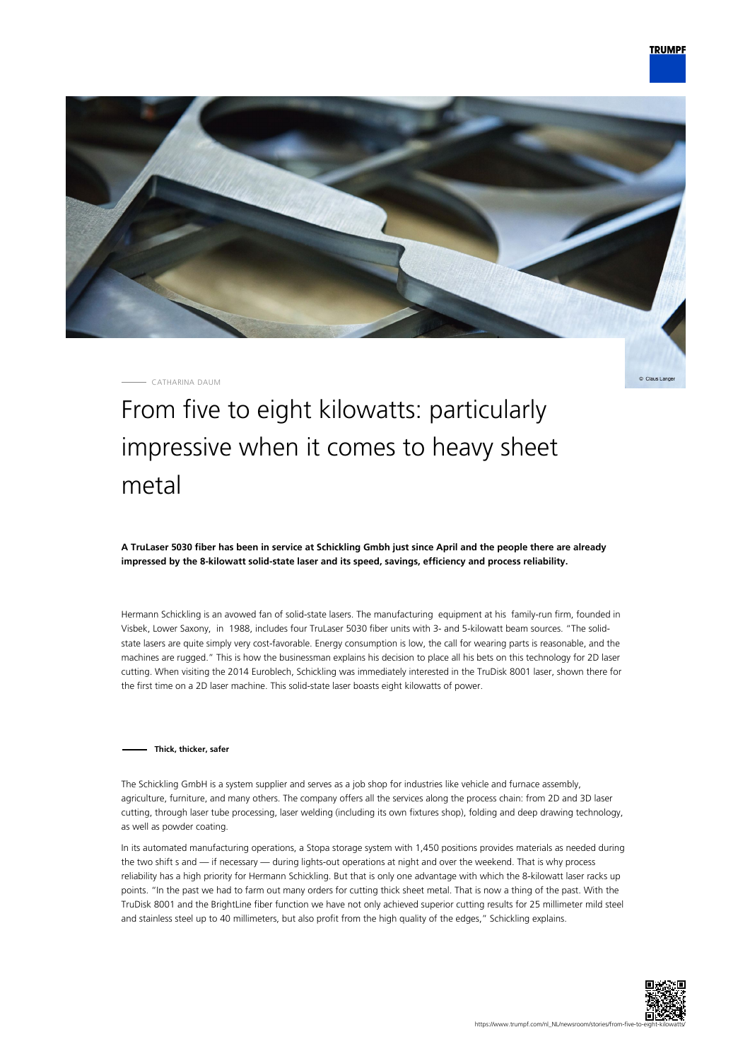CATHARINA DAUM

# From five to eight kilowatts: particularly impressive when it comes to heavy sheet metal

**A TruLaser 5030 fiber has been in service at Schickling Gmbh just since April and the people there are already impressed by the 8-kilowatt solid-state laser and its speed, savings, efficiency and process reliability.**

Hermann Schickling is an avowed fan of solid-state lasers. The manufacturing equipment at his family-run firm, founded in Visbek, Lower Saxony, in 1988, includes four TruLaser 5030 fiber units with 3- and 5-kilowatt beam sources. "The solid-state lasers are quite simply very cost-favorable. Energy consumption is low, the call for wearing parts is reasonable, and the machines are rugged." This is how the businessman explains his decision to place all his bets on this technology for 2D laser cutting. When visiting the 2014 Euroblech, Schickling was immediately interested in the TruDisk 8001 laser, shown there for the first time on a 2D laser machine. This solid-state laser boasts eight kilowatts of power.

## Thick, thicker, safer

The Schickling GmbH is a system supplier and serves as a job shop for industries like vehicle and furnace assembly, agriculture, furniture, and many others. The company offers all the services along the process chain: from 2D and 3D laser cutting, through laser tube processing, laser welding (including its own fixtures shop), folding and deep drawing technology, as well as powder coating.

In its automated manufacturing operations, a Stopa storage system with 1,450 positions provides materials as needed during the two shift s and — if necessary — during lights-out operations at night and over the weekend. That is why process reliability has a high priority for Hermann Schickling. But that is only one advantage with which the 8-kilowatt laser racks up points. "In the past we had to farm out many orders for cutting thick sheet metal. That is now a thing of the past. With the TruDisk 8001 and the BrightLine fiber function we have not only achieved superior cutting results for 25 millimeter mild steel and stainless steel up to 40 millimeters, but also profit from the high quality of the edges," Schickling explains.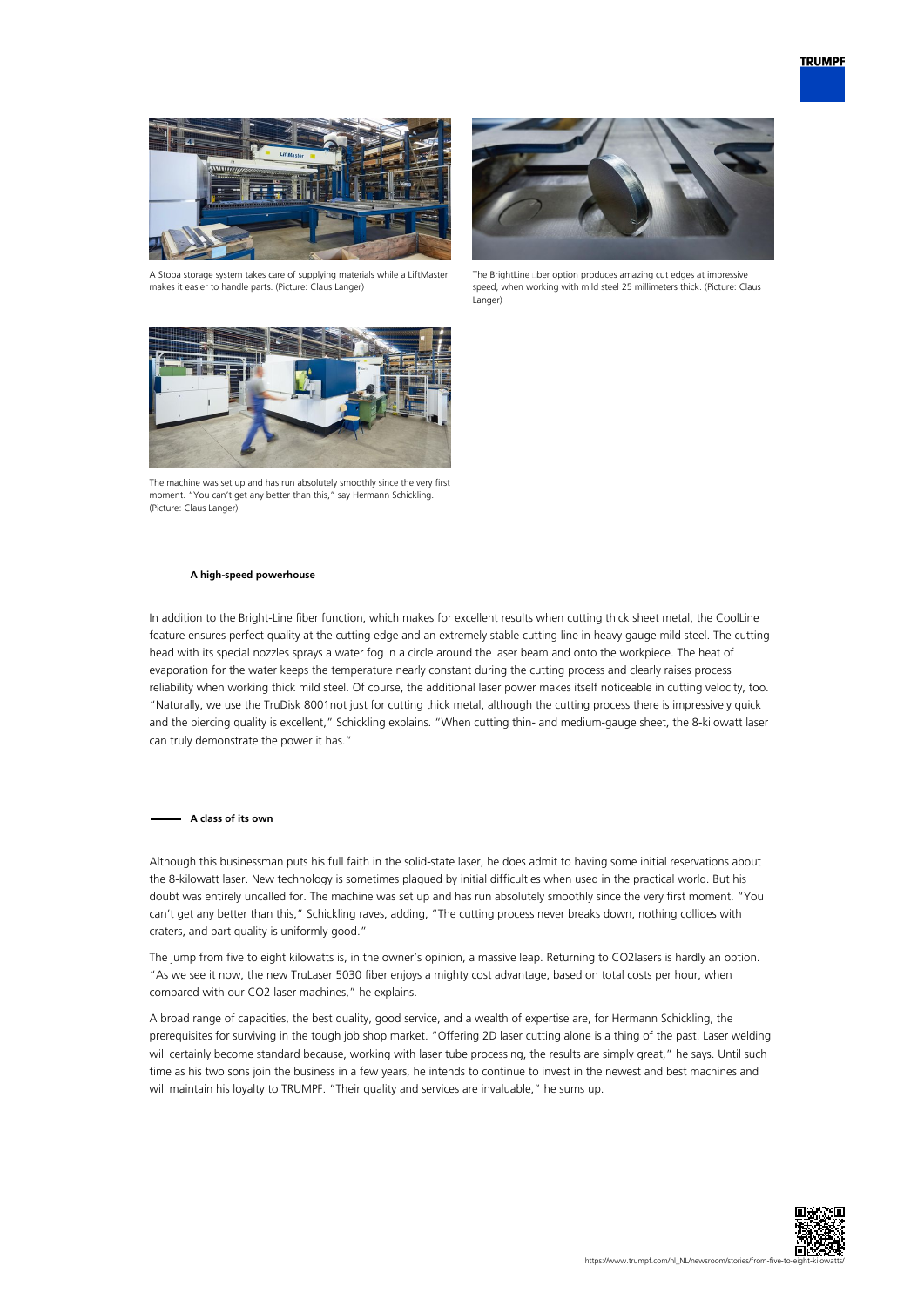A Stopa storage system takes care of supplying materials while a LiftMaster makes it easier to handle parts. (Picture: Claus Langer)

The BrightLine  ber option produces amazing cut edges at impressive speed, when working with mild steel 25 millimeters thick. (Picture: Claus Langer)

The machine was set up and has run absolutely smoothly since the very first moment. "You can't get any better than this," say Hermann Schickling. (Picture: Claus Langer)

### A high-speed powerhouse

In addition to the Bright-Line fiber function, which makes for excellent results when cutting thick sheet metal, the CoolLine feature ensures perfect quality at the cutting edge and an extremely stable cutting line in heavy gauge mild steel. The cutting head with its special nozzles sprays a water fog in a circle around the laser beam and onto the workpiece. The heat of evaporation for the water keeps the temperature nearly constant during the cutting process and clearly raises process reliability when working thick mild steel. Of course, the additional laser power makes itself noticeable in cutting velocity, too. "Naturally, we use the TruDisk 8001not just for cutting thick metal, although the cutting process there is impressively quick and the piercing quality is excellent," Schickling explains. "When cutting thin- and medium-gauge sheet, the 8-kilowatt laser can truly demonstrate the power it has."

### A class of its own

Although this businessman puts his full faith in the solid-state laser, he does admit to having some initial reservations about the 8-kilowatt laser. New technology is sometimes plagued by initial difficulties when used in the practical world. But his doubt was entirely uncalled for. The machine was set up and has run absolutely smoothly since the very first moment. "You can't get any better than this," Schickling raves, adding, "The cutting process never breaks down, nothing collides with craters, and part quality is uniformly good."

The jump from five to eight kilowatts is, in the owner's opinion, a massive leap. Returning to CO2lasers is hardly an option. "As we see it now, the new TruLaser 5030 fiber enjoys a mighty cost advantage, based on total costs per hour, when compared with our CO2 laser machines," he explains.

A broad range of capacities, the best quality, good service, and a wealth of expertise are, for Hermann Schickling, the prerequisites for surviving in the tough job shop market. "Offering 2D laser cutting alone is a thing of the past. Laser welding will certainly become standard because, working with laser tube processing, the results are simply great," he says. Until such time as his two sons join the business in a few years, he intends to continue to invest in the newest and best machines and will maintain his loyalty to TRUMPF. "Their quality and services are invaluable," he sums up.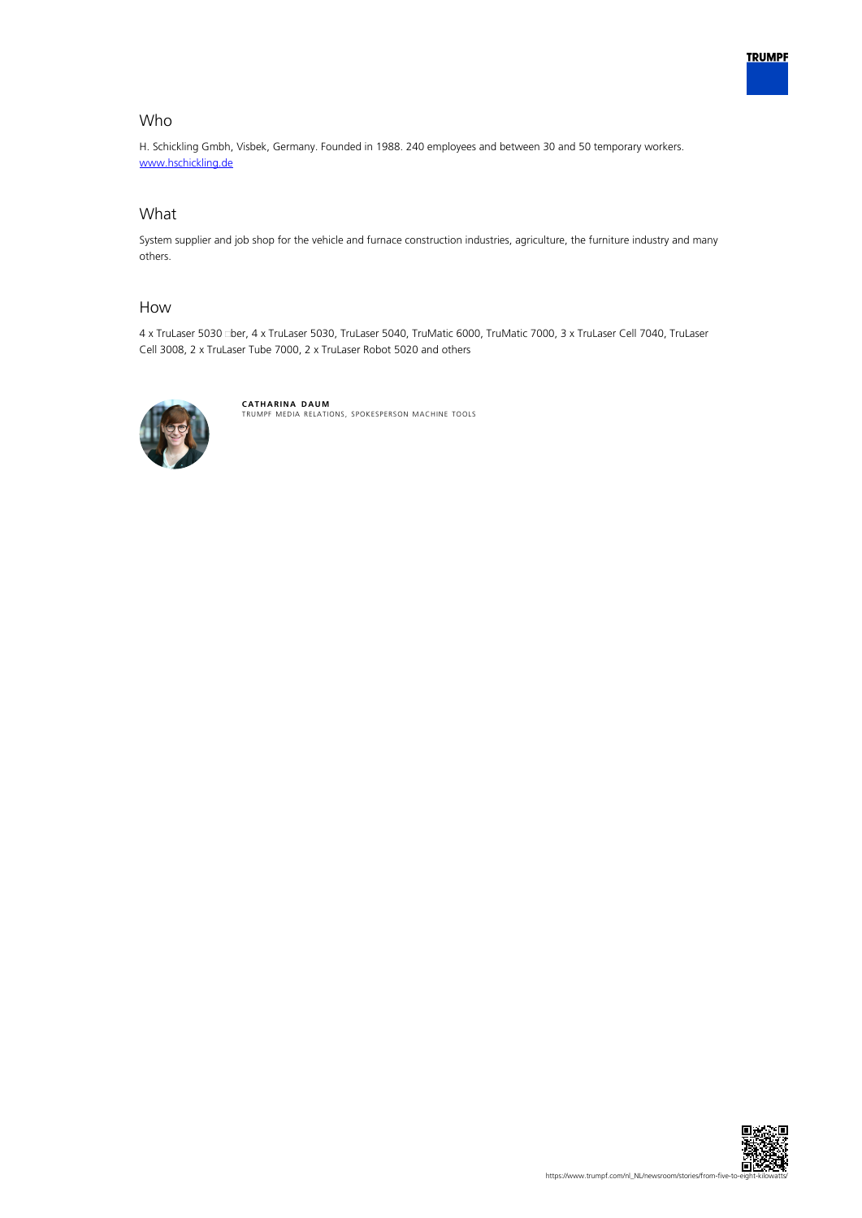## Who

H. Schickling Gmbh, Visbek, Germany. Founded in 1988. 240 employees and between 30 and 50 temporary workers.
[www.hschickling.de](http://www.hschickling.de)

## What

System supplier and job shop for the vehicle and furnace construction industries, agriculture, the furniture industry and many others.

## How

4 x TruLaser 5030 fiber, 4 x TruLaser 5030, TruLaser 5040, TruMatic 6000, TruMatic 7000, 3 x TruLaser Cell 7040, TruLaser Cell 3008, 2 x TruLaser Tube 7000, 2 x TruLaser Robot 5020 and others

**CATHARINA DAUM**
TRUMPF MEDIA RELATIONS, SPOKESPERSON MACHINE TOOLS